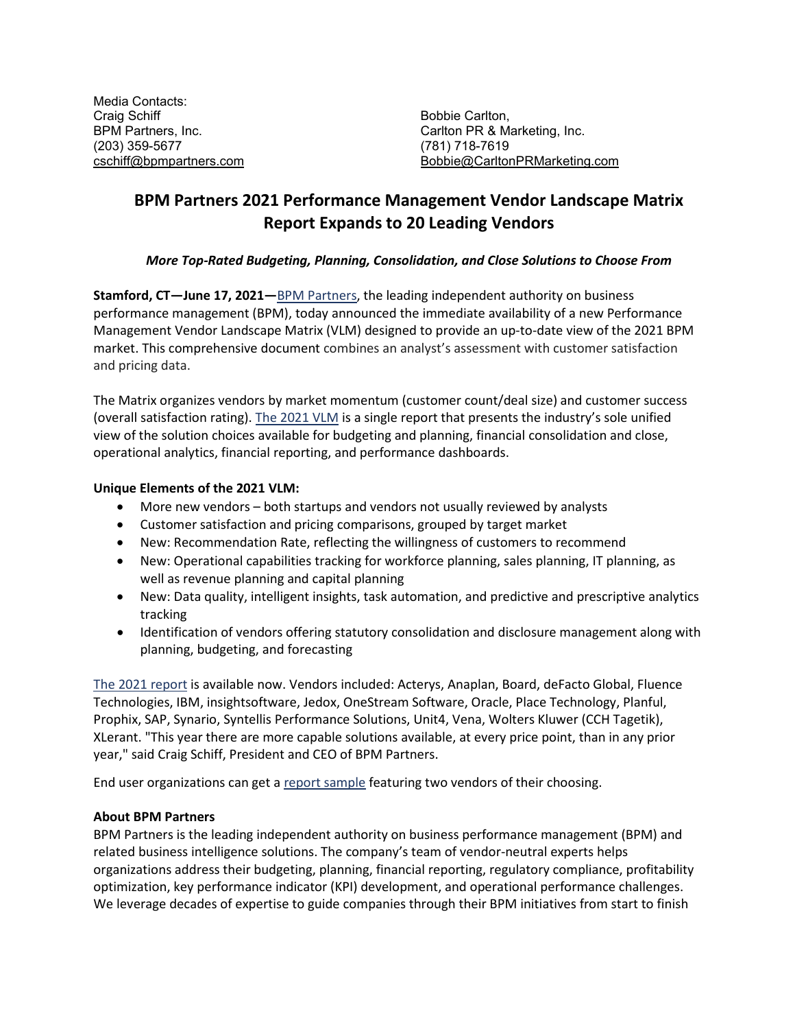Media Contacts:
Craig Schiff
BPM Partners, Inc.
(203) 359-5677
cschiff@bpmpartners.com

Bobbie Carlton,
Carlton PR & Marketing, Inc.
(781) 718-7619
Bobbie@CarltonPRMarketing.com

# BPM Partners 2021 Performance Management Vendor Landscape Matrix Report Expands to 20 Leading Vendors

***More Top-Rated Budgeting, Planning, Consolidation, and Close Solutions to Choose From***

**Stamford, CT—June 17, 2021—**BPM Partners, the leading independent authority on business performance management (BPM), today announced the immediate availability of a new Performance Management Vendor Landscape Matrix (VLM) designed to provide an up-to-date view of the 2021 BPM market. This comprehensive document combines an analyst's assessment with customer satisfaction and pricing data.

The Matrix organizes vendors by market momentum (customer count/deal size) and customer success (overall satisfaction rating). The 2021 VLM is a single report that presents the industry's sole unified view of the solution choices available for budgeting and planning, financial consolidation and close, operational analytics, financial reporting, and performance dashboards.

**Unique Elements of the 2021 VLM:**

- More new vendors – both startups and vendors not usually reviewed by analysts
- Customer satisfaction and pricing comparisons, grouped by target market
- New: Recommendation Rate, reflecting the willingness of customers to recommend
- New: Operational capabilities tracking for workforce planning, sales planning, IT planning, as well as revenue planning and capital planning
- New: Data quality, intelligent insights, task automation, and predictive and prescriptive analytics tracking
- Identification of vendors offering statutory consolidation and disclosure management along with planning, budgeting, and forecasting

The 2021 report is available now. Vendors included: Acterys, Anaplan, Board, deFacto Global, Fluence Technologies, IBM, insightsoftware, Jedox, OneStream Software, Oracle, Place Technology, Planful, Prophix, SAP, Synario, Syntellis Performance Solutions, Unit4, Vena, Wolters Kluwer (CCH Tagetik), XLerant. "This year there are more capable solutions available, at every price point, than in any prior year," said Craig Schiff, President and CEO of BPM Partners.

End user organizations can get a report sample featuring two vendors of their choosing.

**About BPM Partners**

BPM Partners is the leading independent authority on business performance management (BPM) and related business intelligence solutions. The company's team of vendor-neutral experts helps organizations address their budgeting, planning, financial reporting, regulatory compliance, profitability optimization, key performance indicator (KPI) development, and operational performance challenges. We leverage decades of expertise to guide companies through their BPM initiatives from start to finish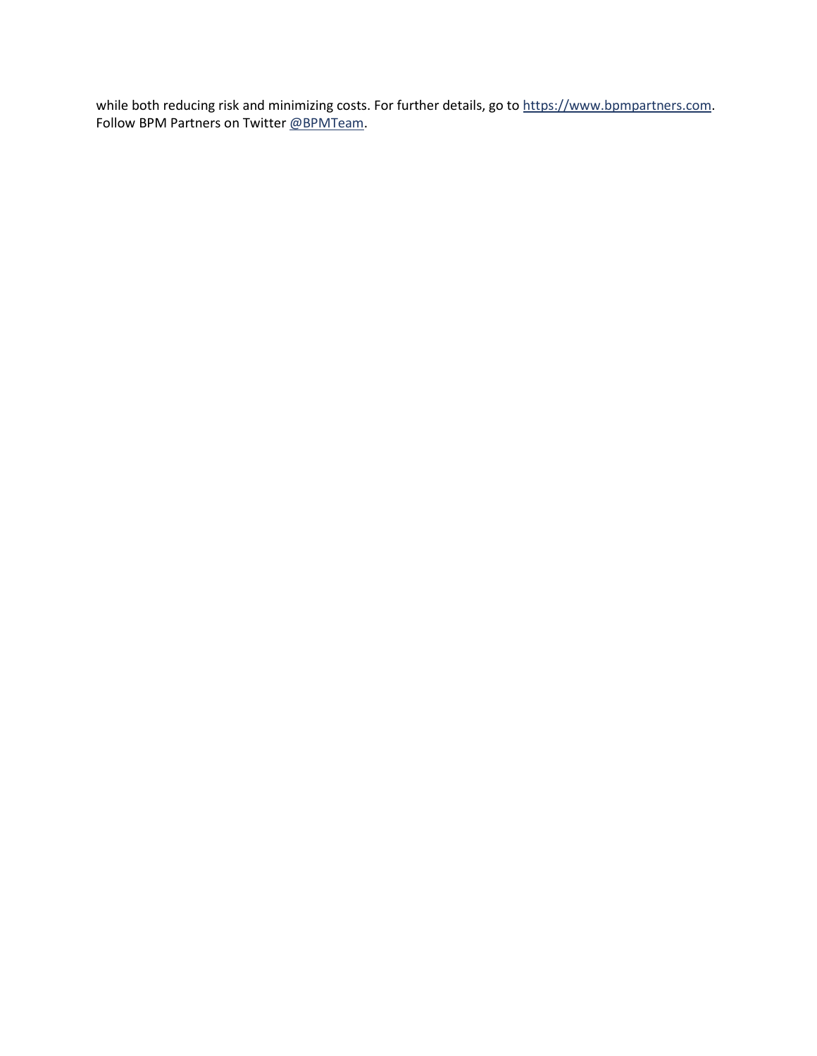while both reducing risk and minimizing costs. For further details, go to [https://www.bpmpartners.com](https://www.bpmpartners.com). Follow BPM Partners on Twitter [@BPMTeam](https://twitter.com/BPMTeam).